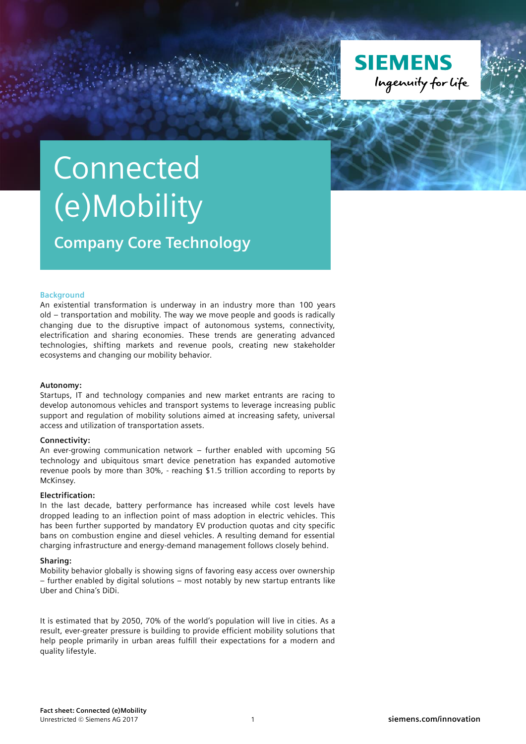# Connected (e)Mobility

## Company Core Technology

### Background

An existential transformation is underway in an industry more than 100 years old – transportation and mobility. The way we move people and goods is radically changing due to the disruptive impact of autonomous systems, connectivity, electrification and sharing economies. These trends are generating advanced technologies, shifting markets and revenue pools, creating new stakeholder ecosystems and changing our mobility behavior.

**Autonomy:**
Startups, IT and technology companies and new market entrants are racing to develop autonomous vehicles and transport systems to leverage increasing public support and regulation of mobility solutions aimed at increasing safety, universal access and utilization of transportation assets.

**Connectivity:**
An ever-growing communication network – further enabled with upcoming 5G technology and ubiquitous smart device penetration has expanded automotive revenue pools by more than 30%, - reaching $1.5 trillion according to reports by McKinsey.

**Electrification:**
In the last decade, battery performance has increased while cost levels have dropped leading to an inflection point of mass adoption in electric vehicles. This has been further supported by mandatory EV production quotas and city specific bans on combustion engine and diesel vehicles. A resulting demand for essential charging infrastructure and energy-demand management follows closely behind.

**Sharing:**
Mobility behavior globally is showing signs of favoring easy access over ownership – further enabled by digital solutions – most notably by new startup entrants like Uber and China's DiDi.

It is estimated that by 2050, 70% of the world's population will live in cities. As a result, ever-greater pressure is building to provide efficient mobility solutions that help people primarily in urban areas fulfill their expectations for a modern and quality lifestyle.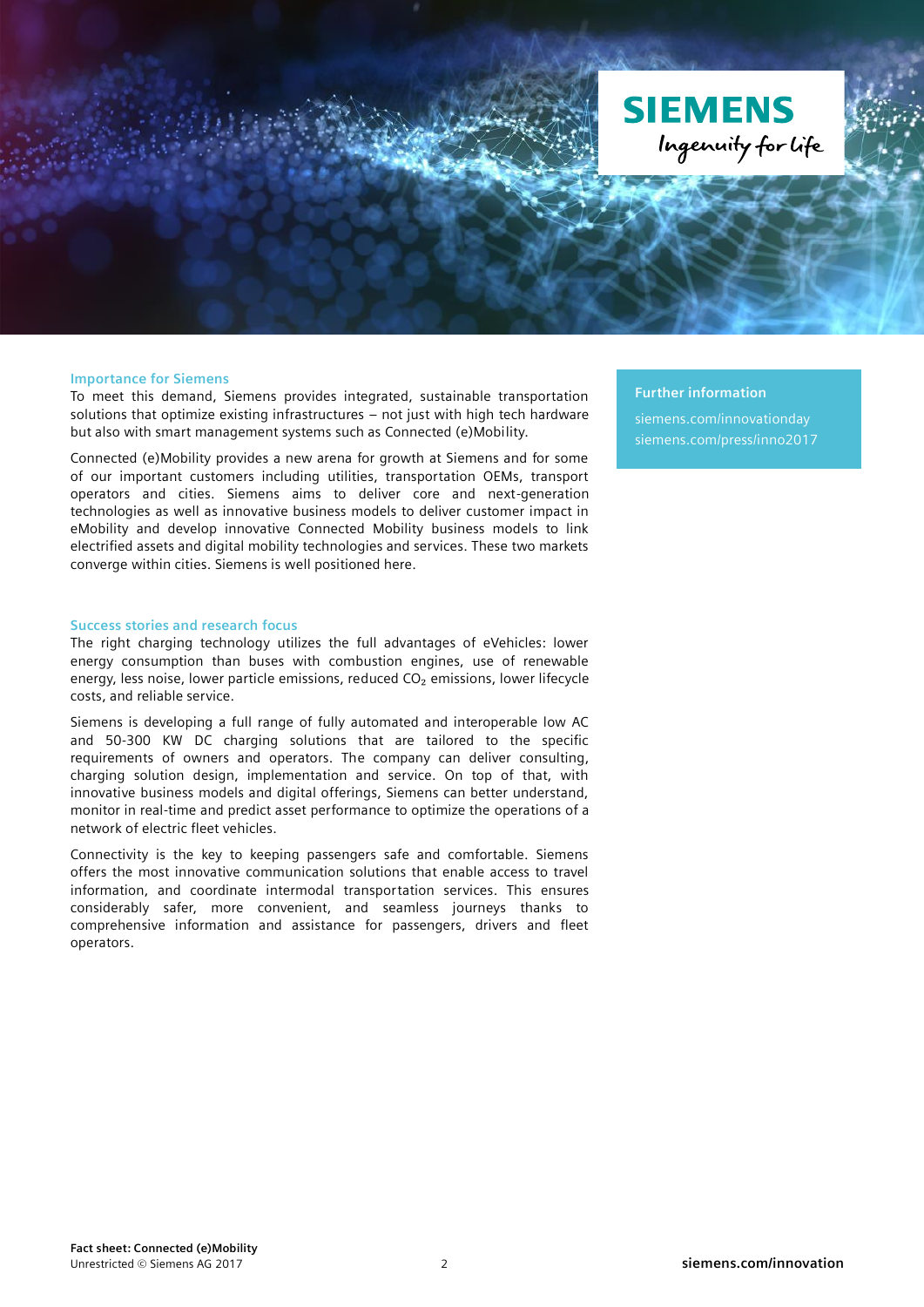## Importance for Siemens

To meet this demand, Siemens provides integrated, sustainable transportation solutions that optimize existing infrastructures – not just with high tech hardware but also with smart management systems such as Connected (e)Mobility.

Connected (e)Mobility provides a new arena for growth at Siemens and for some of our important customers including utilities, transportation OEMs, transport operators and cities. Siemens aims to deliver core and next-generation technologies as well as innovative business models to deliver customer impact in eMobility and develop innovative Connected Mobility business models to link electrified assets and digital mobility technologies and services. These two markets converge within cities. Siemens is well positioned here.

## Success stories and research focus

The right charging technology utilizes the full advantages of eVehicles: lower energy consumption than buses with combustion engines, use of renewable energy, less noise, lower particle emissions, reduced $CO_2$ emissions, lower lifecycle costs, and reliable service.

Siemens is developing a full range of fully automated and interoperable low AC and 50-300 KW DC charging solutions that are tailored to the specific requirements of owners and operators. The company can deliver consulting, charging solution design, implementation and service. On top of that, with innovative business models and digital offerings, Siemens can better understand, monitor in real-time and predict asset performance to optimize the operations of a network of electric fleet vehicles.

Connectivity is the key to keeping passengers safe and comfortable. Siemens offers the most innovative communication solutions that enable access to travel information, and coordinate intermodal transportation services. This ensures considerably safer, more convenient, and seamless journeys thanks to comprehensive information and assistance for passengers, drivers and fleet operators.

### Further information

siemens.com/innovationday
siemens.com/press/inno2017

**Fact sheet: Connected (e)Mobility**
Unrestricted © Siemens AG 2017

**siemens.com/innovation**